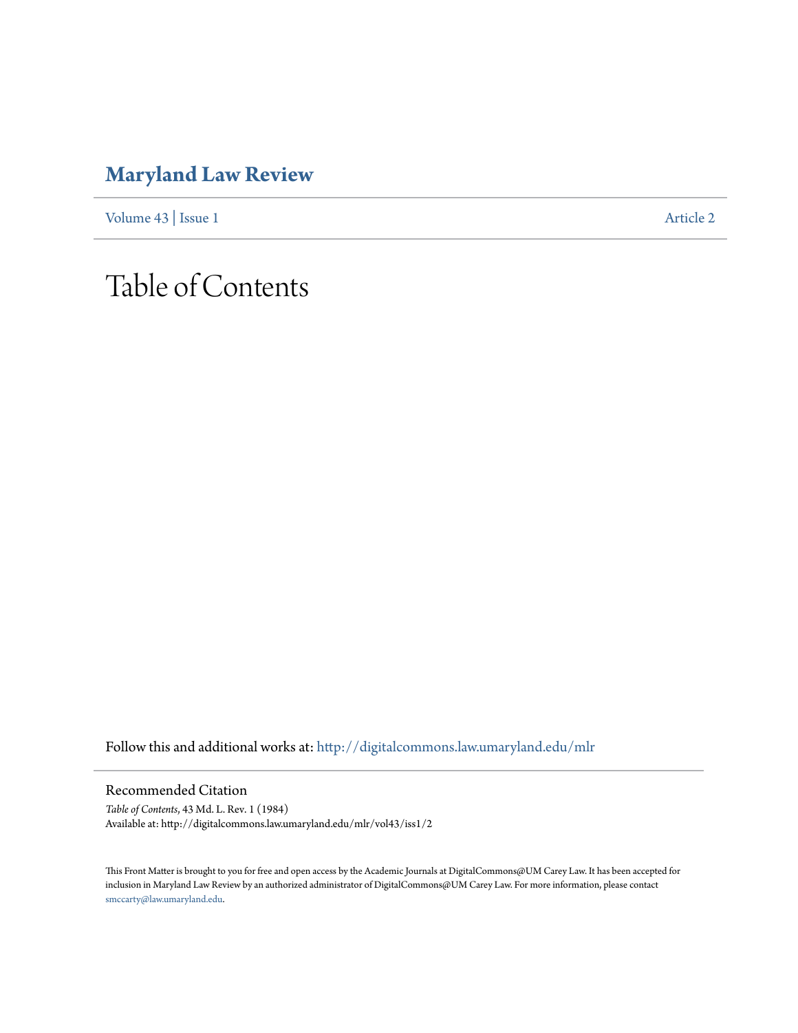# Maryland Law Review

Volume 43 | Issue 1 Article 2

# Table of Contents

Follow this and additional works at: http://digitalcommons.law.umaryland.edu/mlr

## Recommended Citation

*Table of Contents*, 43 Md. L. Rev. 1 (1984)
Available at: http://digitalcommons.law.umaryland.edu/mlr/vol43/iss1/2

This Front Matter is brought to you for free and open access by the Academic Journals at DigitalCommons@UM Carey Law. It has been accepted for inclusion in Maryland Law Review by an authorized administrator of DigitalCommons@UM Carey Law. For more information, please contact smccarty@law.umaryland.edu.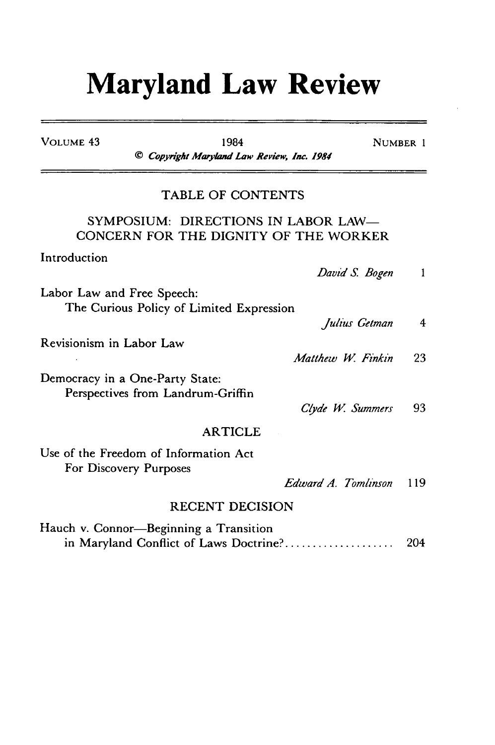# Maryland Law Review

VOLUME 43 | 1984 | NUMBER 1

*© Copyright Maryland Law Review, Inc. 1984*

## TABLE OF CONTENTS

### SYMPOSIUM: DIRECTIONS IN LABOR LAW—CONCERN FOR THE DIGNITY OF THE WORKER

Introduction
*David S. Bogen* 1

Labor Law and Free Speech:
The Curious Policy of Limited Expression
*Julius Getman* 4

Revisionism in Labor Law
*Matthew W. Finkin* 23

Democracy in a One-Party State:
Perspectives from Landrum-Griffin
*Clyde W. Summers* 93

### ARTICLE

Use of the Freedom of Information Act
For Discovery Purposes
*Edward A. Tomlinson* 119

### RECENT DECISION

Hauch v. Connor—Beginning a Transition
in Maryland Conflict of Laws Doctrine? .................... 204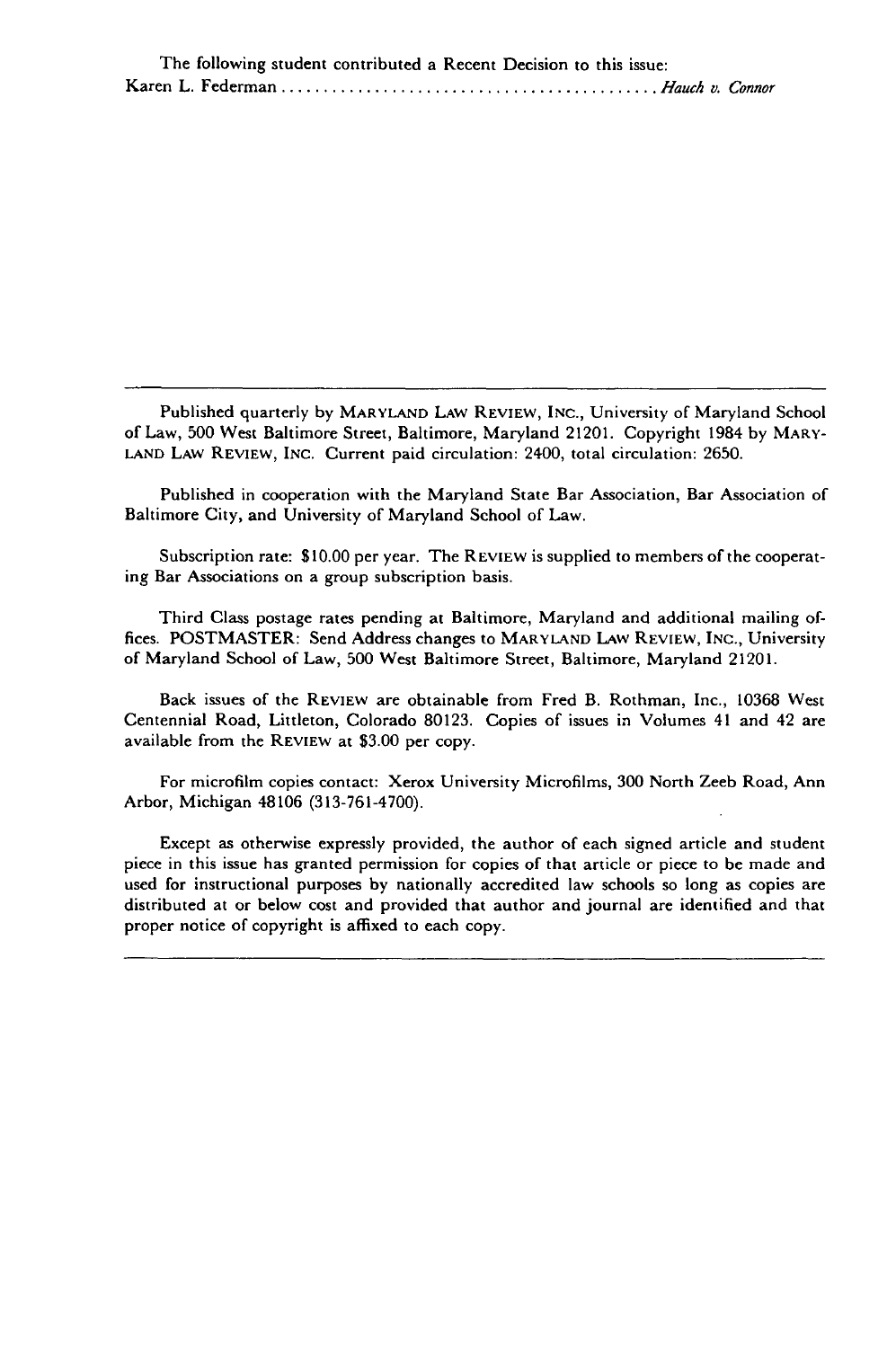The following student contributed a Recent Decision to this issue:
Karen L. Federman . . . . . . . . . . . . . . . . . . . . . . . . . . . . . . . . . . . . . . . . . . *Hauch v. Connor*

---

Published quarterly by MARYLAND LAW REVIEW, INC., University of Maryland School of Law, 500 West Baltimore Street, Baltimore, Maryland 21201. Copyright 1984 by MARYLAND LAW REVIEW, INC. Current paid circulation: 2400, total circulation: 2650.

Published in cooperation with the Maryland State Bar Association, Bar Association of Baltimore City, and University of Maryland School of Law.

Subscription rate: $10.00 per year. The REVIEW is supplied to members of the cooperating Bar Associations on a group subscription basis.

Third Class postage rates pending at Baltimore, Maryland and additional mailing offices. POSTMASTER: Send Address changes to MARYLAND LAW REVIEW, INC., University of Maryland School of Law, 500 West Baltimore Street, Baltimore, Maryland 21201.

Back issues of the REVIEW are obtainable from Fred B. Rothman, Inc., 10368 West Centennial Road, Littleton, Colorado 80123. Copies of issues in Volumes 41 and 42 are available from the REVIEW at $3.00 per copy.

For microfilm copies contact: Xerox University Microfilms, 300 North Zeeb Road, Ann Arbor, Michigan 48106 (313-761-4700).

Except as otherwise expressly provided, the author of each signed article and student piece in this issue has granted permission for copies of that article or piece to be made and used for instructional purposes by nationally accredited law schools so long as copies are distributed at or below cost and provided that author and journal are identified and that proper notice of copyright is affixed to each copy.

---